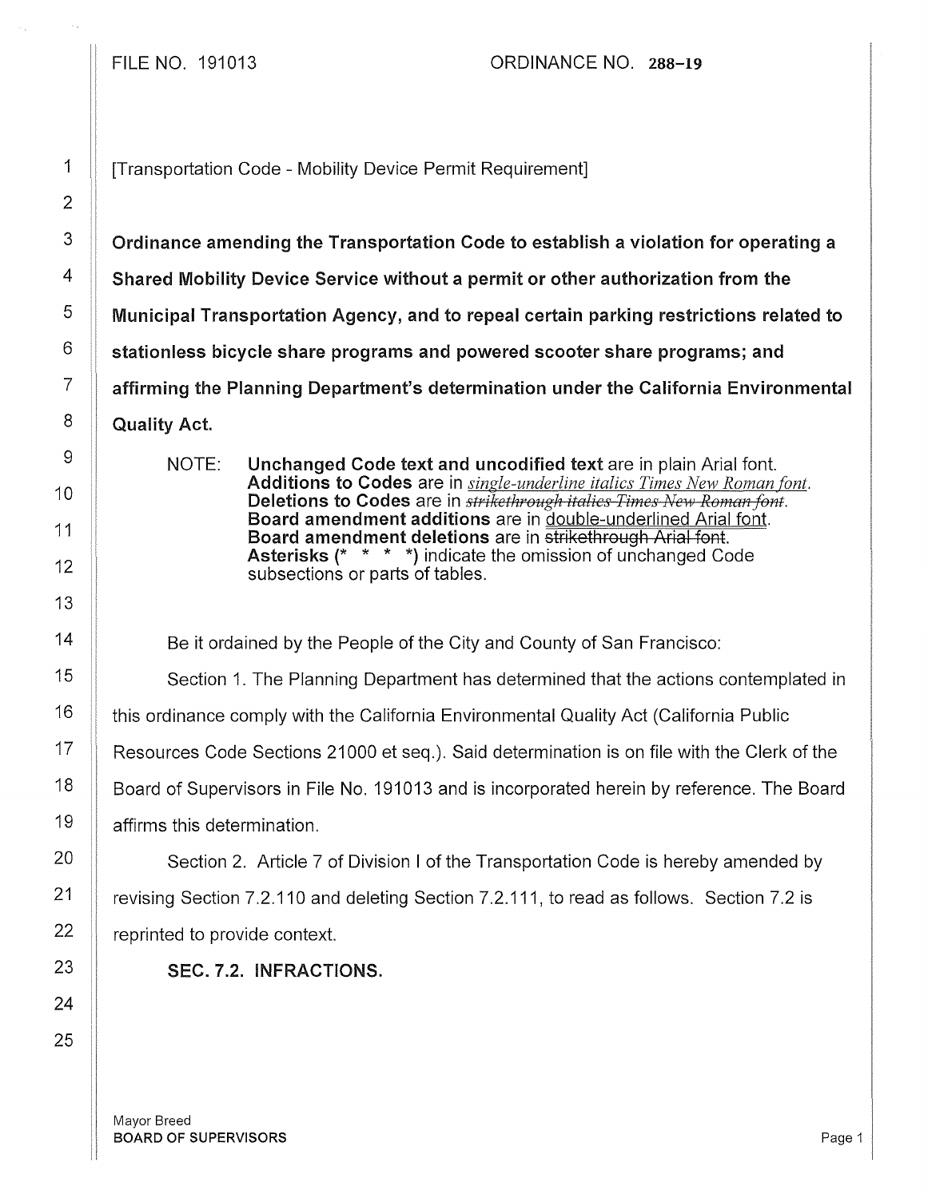FILE NO. 191013 ORDINANCE NO. 288-19

[Transportation Code - Mobility Device Permit Requirement]

**Ordinance amending the Transportation Code to establish a violation for operating a Shared Mobility Device Service without a permit or other authorization from the Municipal Transportation Agency, and to repeal certain parking restrictions related to stationless bicycle share programs and powered scooter share programs; and affirming the Planning Department's determination under the California Environmental Quality Act.**

NOTE: **Unchanged Code text and uncodified text** are in plain Arial font.
**Additions to Codes** are in *single-underline italics Times New Roman font*.
**Deletions to Codes** are in ~~*strikethrough italics Times New Roman font*~~.
**Board amendment additions** are in double-underlined Arial font.
**Board amendment deletions** are in ~~strikethrough Arial font~~.
**Asterisks (\* \* \* \*)** indicate the omission of unchanged Code subsections or parts of tables.

Be it ordained by the People of the City and County of San Francisco:

Section 1. The Planning Department has determined that the actions contemplated in this ordinance comply with the California Environmental Quality Act (California Public Resources Code Sections 21000 et seq.). Said determination is on file with the Clerk of the Board of Supervisors in File No. 191013 and is incorporated herein by reference. The Board affirms this determination.

Section 2. Article 7 of Division I of the Transportation Code is hereby amended by revising Section 7.2.110 and deleting Section 7.2.111, to read as follows. Section 7.2 is reprinted to provide context.

**SEC. 7.2. INFRACTIONS.**

Mayor Breed
BOARD OF SUPERVISORS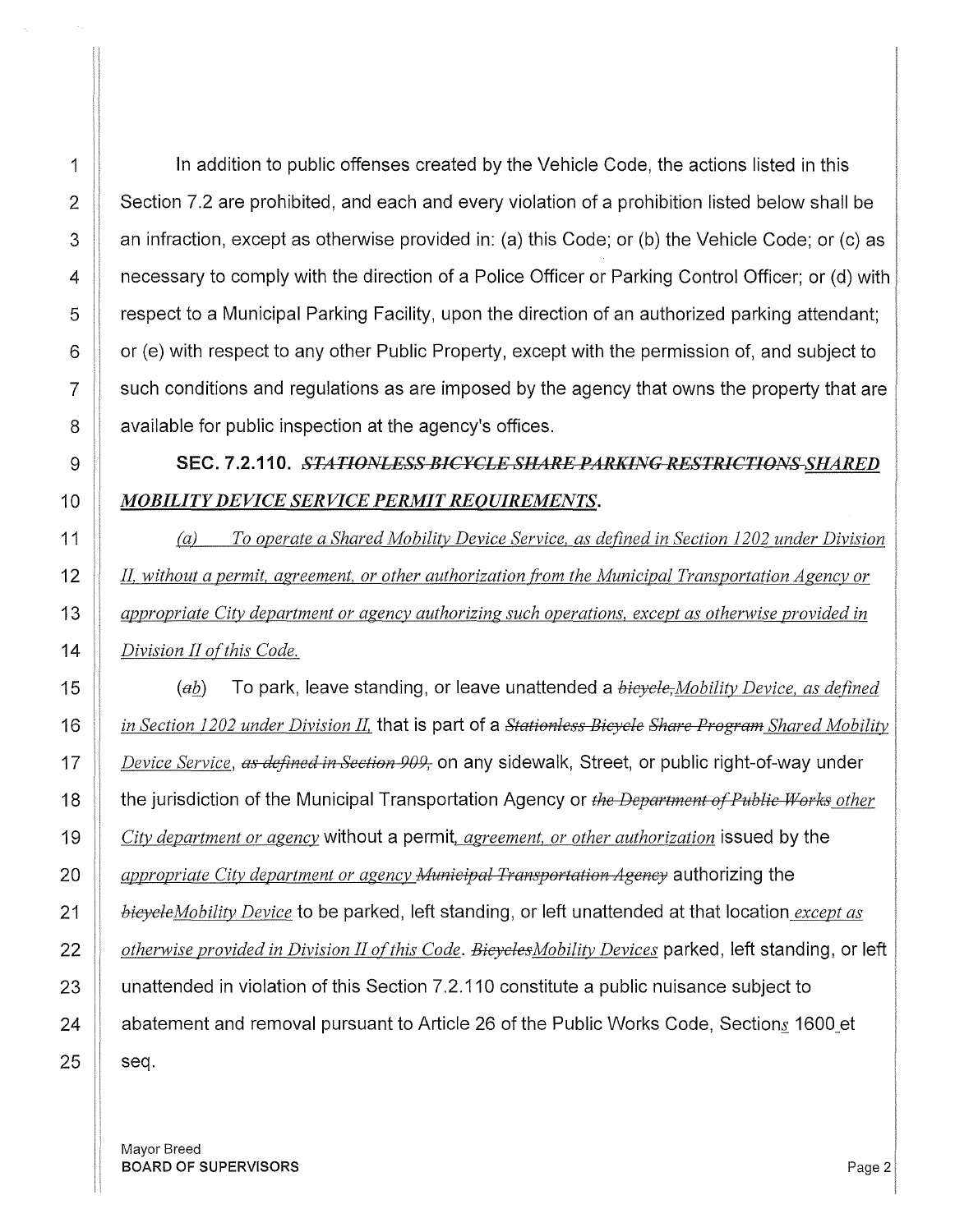In addition to public offenses created by the Vehicle Code, the actions listed in this Section 7.2 are prohibited, and each and every violation of a prohibition listed below shall be an infraction, except as otherwise provided in: (a) this Code; or (b) the Vehicle Code; or (c) as necessary to comply with the direction of a Police Officer or Parking Control Officer; or (d) with respect to a Municipal Parking Facility, upon the direction of an authorized parking attendant; or (e) with respect to any other Public Property, except with the permission of, and subject to such conditions and regulations as are imposed by the agency that owns the property that are available for public inspection at the agency's offices.

**SEC. 7.2.110. ~~*STATIONLESS BICYCLE SHARE PARKING RESTRICTIONS*~~ *SHARED MOBILITY DEVICE SERVICE PERMIT REQUIREMENTS*.**

*(a) To operate a Shared Mobility Device Service, as defined in Section 1202 under Division II, without a permit, agreement, or other authorization from the Municipal Transportation Agency or appropriate City department or agency authorizing such operations, except as otherwise provided in Division II of this Code.*

(~~*a*~~*b*) To park, leave standing, or leave unattended a ~~*bicycle,*~~ *Mobility Device, as defined in Section 1202 under Division II,* that is part of a ~~*Stationless Bicycle Share Program*~~ *Shared Mobility Device Service*, ~~*as defined in Section 909,*~~ on any sidewalk, Street, or public right-of-way under the jurisdiction of the Municipal Transportation Agency or ~~*the Department of Public Works*~~ *other City department or agency* without a permit*, agreement, or other authorization* issued by the *appropriate City department or agency* ~~*Municipal Transportation Agency*~~ authorizing the ~~*bicycle*~~ *Mobility Device* to be parked, left standing, or left unattended at that location *except as otherwise provided in Division II of this Code*. ~~*Bicycles*~~ *Mobility Devices* parked, left standing, or left unattended in violation of this Section 7.2.110 constitute a public nuisance subject to abatement and removal pursuant to Article 26 of the Public Works Code, Section*s* 1600 et seq.

Mayor Breed
**BOARD OF SUPERVISORS**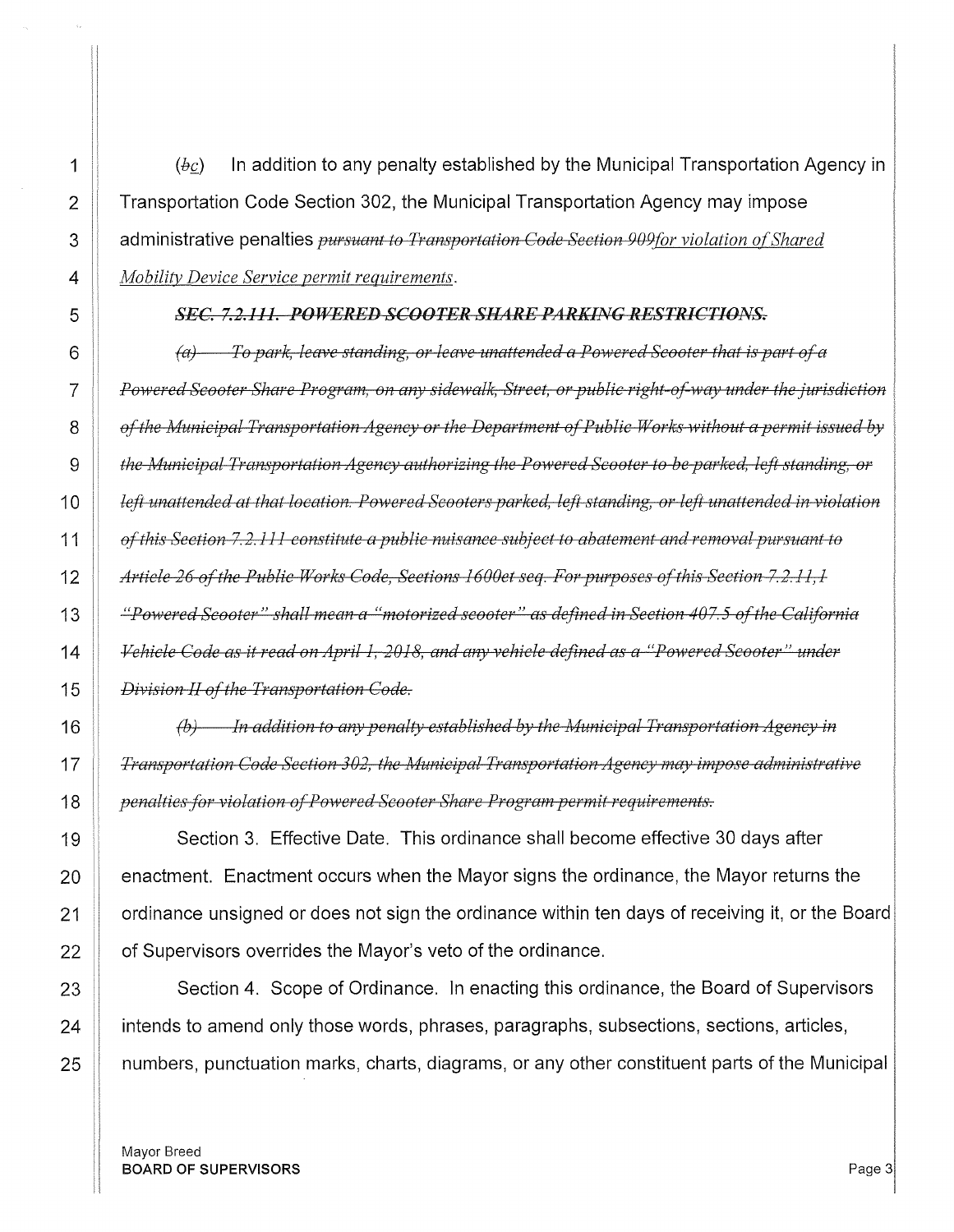(~~b~~c) In addition to any penalty established by the Municipal Transportation Agency in Transportation Code Section 302, the Municipal Transportation Agency may impose administrative penalties ~~*pursuant to Transportation Code Section 909*~~*for violation of Shared Mobility Device Service permit requirements*.

~~***SEC. 7.2.111. POWERED SCOOTER SHARE PARKING RESTRICTIONS.***~~

~~*(a) To park, leave standing, or leave unattended a Powered Scooter that is part of a Powered Scooter Share Program, on any sidewalk, Street, or public right-of-way under the jurisdiction of the Municipal Transportation Agency or the Department of Public Works without a permit issued by the Municipal Transportation Agency authorizing the Powered Scooter to be parked, left standing, or left unattended at that location. Powered Scooters parked, left standing, or left unattended in violation of this Section 7.2.111 constitute a public nuisance subject to abatement and removal pursuant to Article 26 of the Public Works Code, Sections 1600et seq. For purposes of this Section 7.2.11,1 "Powered Scooter" shall mean a "motorized scooter" as defined in Section 407.5 of the California Vehicle Code as it read on April 1, 2018, and any vehicle defined as a "Powered Scooter" under Division II of the Transportation Code.*~~

~~*(b) In addition to any penalty established by the Municipal Transportation Agency in Transportation Code Section 302, the Municipal Transportation Agency may impose administrative penalties for violation of Powered Scooter Share Program permit requirements.*~~

Section 3. Effective Date. This ordinance shall become effective 30 days after enactment. Enactment occurs when the Mayor signs the ordinance, the Mayor returns the ordinance unsigned or does not sign the ordinance within ten days of receiving it, or the Board of Supervisors overrides the Mayor's veto of the ordinance.

Section 4. Scope of Ordinance. In enacting this ordinance, the Board of Supervisors intends to amend only those words, phrases, paragraphs, subsections, sections, articles, numbers, punctuation marks, charts, diagrams, or any other constituent parts of the Municipal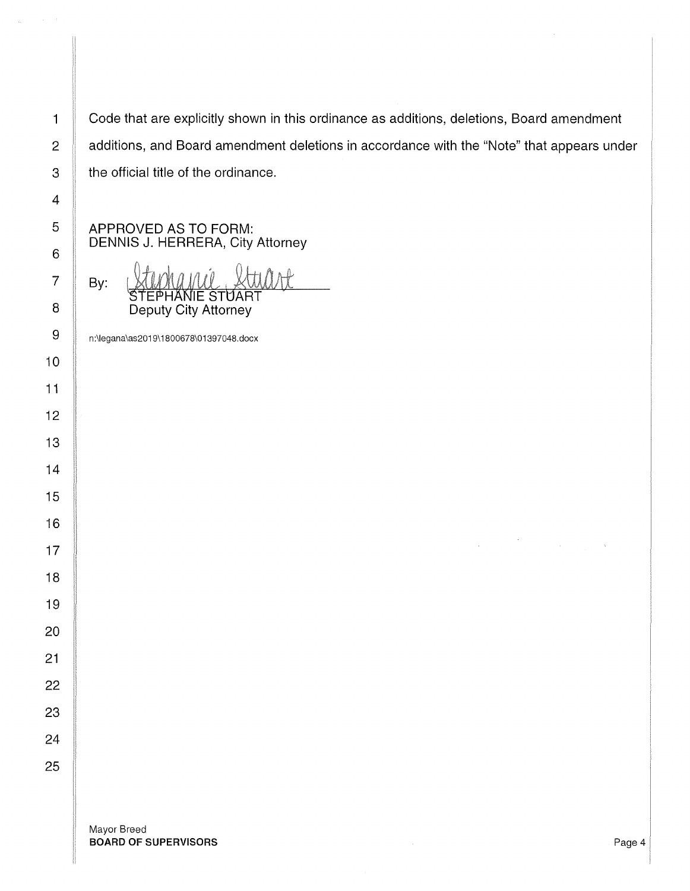Code that are explicitly shown in this ordinance as additions, deletions, Board amendment additions, and Board amendment deletions in accordance with the "Note" that appears under the official title of the ordinance.

APPROVED AS TO FORM:
DENNIS J. HERRERA, City Attorney

By: STEPHANIE STUART
Deputy City Attorney

n:\legana\as2019\1800678\01397048.docx

Mayor Breed
**BOARD OF SUPERVISORS**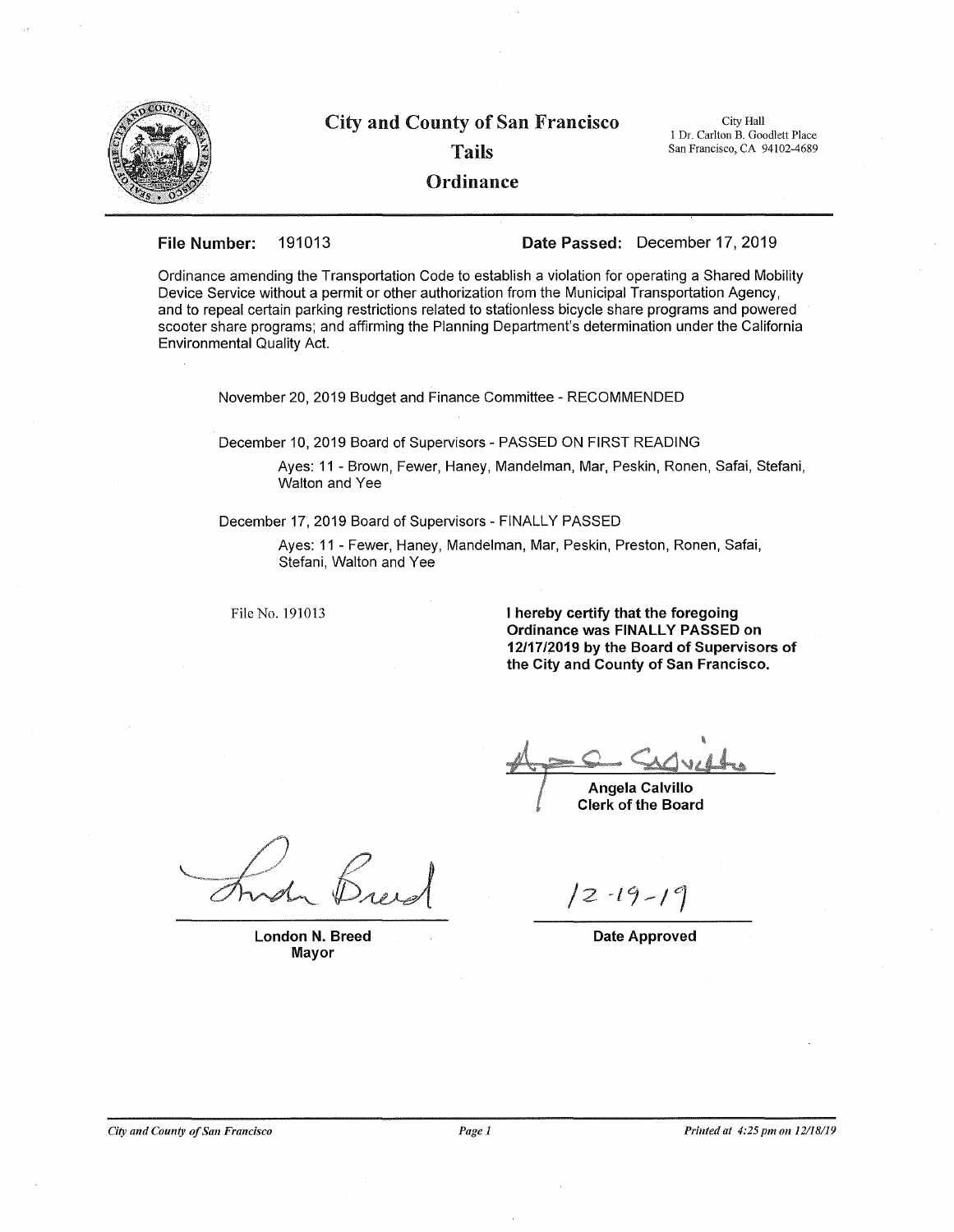# City and County of San Francisco

## Tails

## Ordinance

City Hall
1 Dr. Carlton B. Goodlett Place
San Francisco, CA 94102-4689

**File Number:** 191013 **Date Passed:** December 17, 2019

Ordinance amending the Transportation Code to establish a violation for operating a Shared Mobility Device Service without a permit or other authorization from the Municipal Transportation Agency, and to repeal certain parking restrictions related to stationless bicycle share programs and powered scooter share programs; and affirming the Planning Department's determination under the California Environmental Quality Act.

November 20, 2019 Budget and Finance Committee - RECOMMENDED

December 10, 2019 Board of Supervisors - PASSED ON FIRST READING

Ayes: 11 - Brown, Fewer, Haney, Mandelman, Mar, Peskin, Ronen, Safai, Stefani, Walton and Yee

December 17, 2019 Board of Supervisors - FINALLY PASSED

Ayes: 11 - Fewer, Haney, Mandelman, Mar, Peskin, Preston, Ronen, Safai, Stefani, Walton and Yee

File No. 191013

**I hereby certify that the foregoing Ordinance was FINALLY PASSED on 12/17/2019 by the Board of Supervisors of the City and County of San Francisco.**

**Angela Calvillo**
**Clerk of the Board**

**London N. Breed**
**Mayor**

12-19-19

**Date Approved**